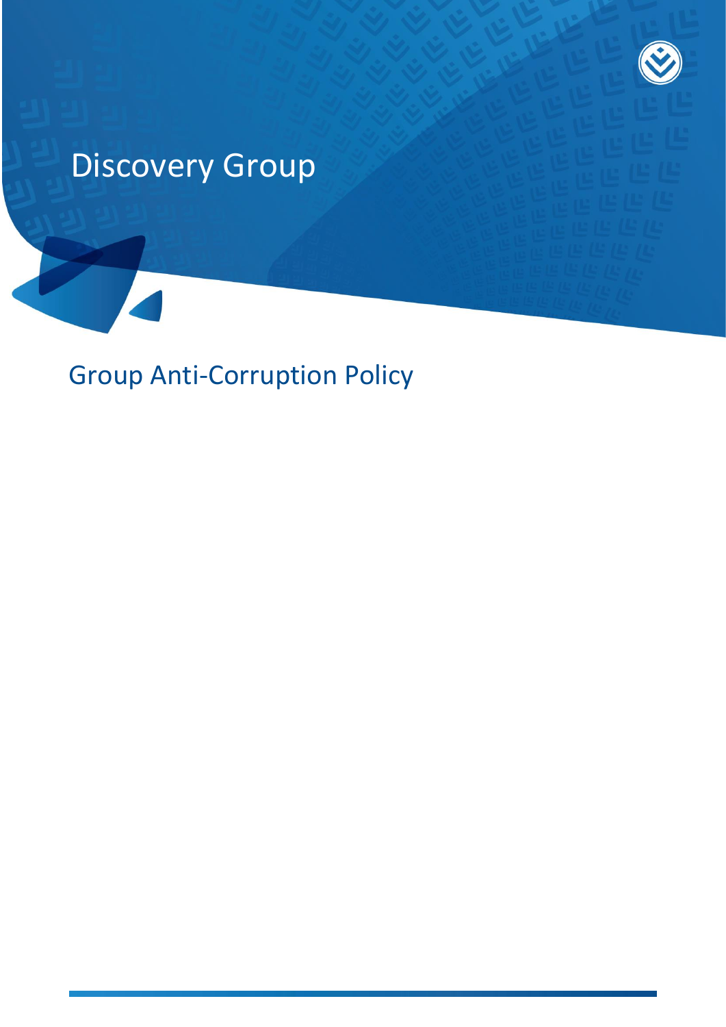# Discovery Group

## Group Anti-Corruption Policy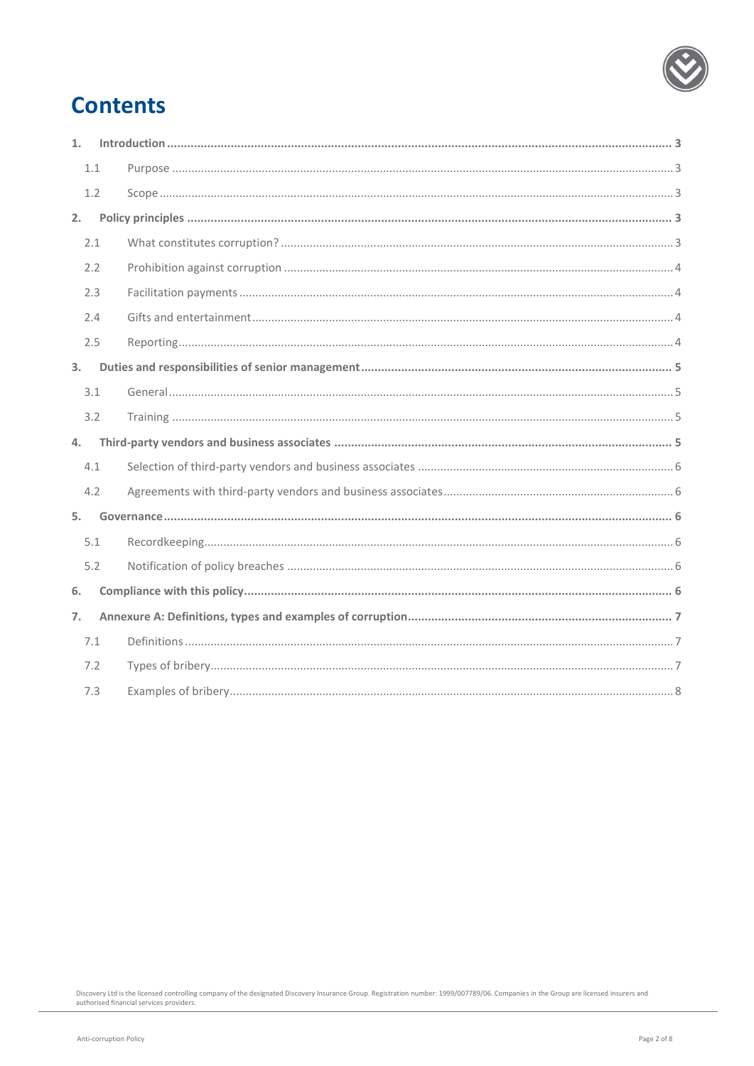# Contents

1. **Introduction** ... 3
   - 1.1 Purpose ... 3
   - 1.2 Scope ... 3
2. **Policy principles** ... 3
   - 2.1 What constitutes corruption? ... 3
   - 2.2 Prohibition against corruption ... 4
   - 2.3 Facilitation payments ... 4
   - 2.4 Gifts and entertainment ... 4
   - 2.5 Reporting ... 4
3. **Duties and responsibilities of senior management** ... 5
   - 3.1 General ... 5
   - 3.2 Training ... 5
4. **Third-party vendors and business associates** ... 5
   - 4.1 Selection of third-party vendors and business associates ... 6
   - 4.2 Agreements with third-party vendors and business associates ... 6
5. **Governance** ... 6
   - 5.1 Recordkeeping ... 6
   - 5.2 Notification of policy breaches ... 6
6. **Compliance with this policy** ... 6
7. **Annexure A: Definitions, types and examples of corruption** ... 7
   - 7.1 Definitions ... 7
   - 7.2 Types of bribery ... 7
   - 7.3 Examples of bribery ... 8

Discovery Ltd is the licensed controlling company of the designated Discovery Insurance Group. Registration number: 1999/007789/06. Companies in the Group are licensed insurers and authorised financial services providers.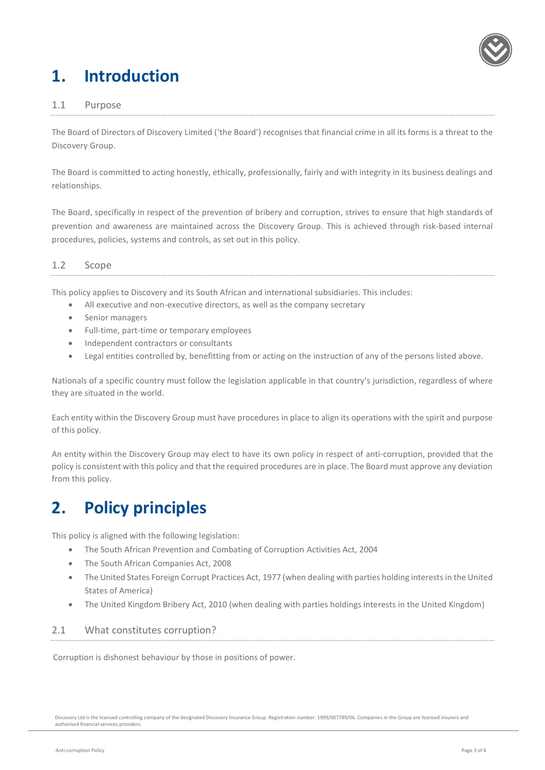# 1. Introduction

## 1.1 Purpose

The Board of Directors of Discovery Limited ('the Board') recognises that financial crime in all its forms is a threat to the Discovery Group.

The Board is committed to acting honestly, ethically, professionally, fairly and with integrity in its business dealings and relationships.

The Board, specifically in respect of the prevention of bribery and corruption, strives to ensure that high standards of prevention and awareness are maintained across the Discovery Group. This is achieved through risk-based internal procedures, policies, systems and controls, as set out in this policy.

## 1.2 Scope

This policy applies to Discovery and its South African and international subsidiaries. This includes:

- All executive and non-executive directors, as well as the company secretary
- Senior managers
- Full-time, part-time or temporary employees
- Independent contractors or consultants
- Legal entities controlled by, benefitting from or acting on the instruction of any of the persons listed above.

Nationals of a specific country must follow the legislation applicable in that country's jurisdiction, regardless of where they are situated in the world.

Each entity within the Discovery Group must have procedures in place to align its operations with the spirit and purpose of this policy.

An entity within the Discovery Group may elect to have its own policy in respect of anti-corruption, provided that the policy is consistent with this policy and that the required procedures are in place. The Board must approve any deviation from this policy.

# 2. Policy principles

This policy is aligned with the following legislation:

- The South African Prevention and Combating of Corruption Activities Act, 2004
- The South African Companies Act, 2008
- The United States Foreign Corrupt Practices Act, 1977 (when dealing with parties holding interests in the United States of America)
- The United Kingdom Bribery Act, 2010 (when dealing with parties holdings interests in the United Kingdom)

## 2.1 What constitutes corruption?

Corruption is dishonest behaviour by those in positions of power.

Discovery Ltd is the licensed controlling company of the designated Discovery Insurance Group. Registration number: 1999/007789/06. Companies in the Group are licensed insurers and authorised financial services providers.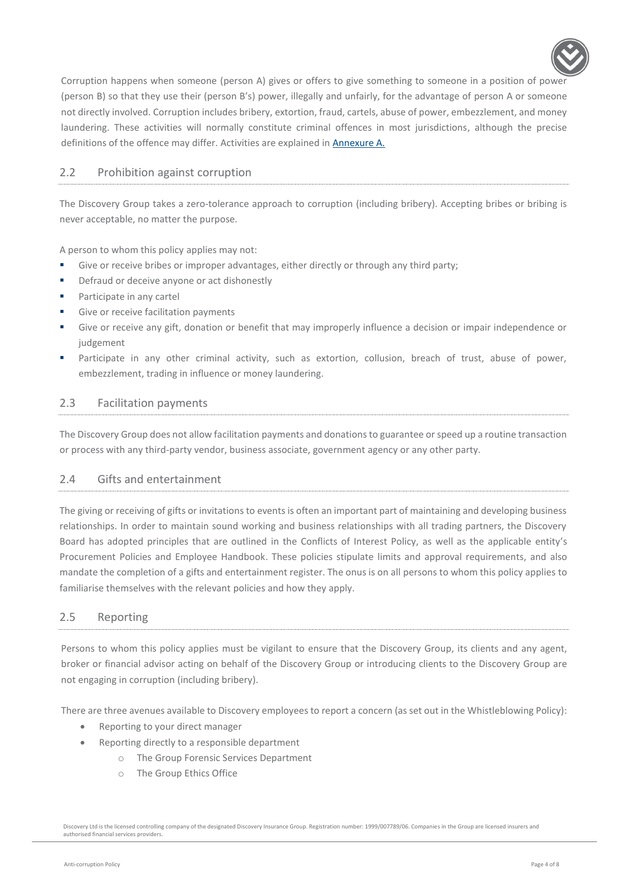Corruption happens when someone (person A) gives or offers to give something to someone in a position of power (person B) so that they use their (person B's) power, illegally and unfairly, for the advantage of person A or someone not directly involved. Corruption includes bribery, extortion, fraud, cartels, abuse of power, embezzlement, and money laundering. These activities will normally constitute criminal offences in most jurisdictions, although the precise definitions of the offence may differ. Activities are explained in Annexure A.

## 2.2 Prohibition against corruption

The Discovery Group takes a zero-tolerance approach to corruption (including bribery). Accepting bribes or bribing is never acceptable, no matter the purpose.

A person to whom this policy applies may not:

- Give or receive bribes or improper advantages, either directly or through any third party;
- Defraud or deceive anyone or act dishonestly
- Participate in any cartel
- Give or receive facilitation payments
- Give or receive any gift, donation or benefit that may improperly influence a decision or impair independence or judgement
- Participate in any other criminal activity, such as extortion, collusion, breach of trust, abuse of power, embezzlement, trading in influence or money laundering.

## 2.3 Facilitation payments

The Discovery Group does not allow facilitation payments and donations to guarantee or speed up a routine transaction or process with any third-party vendor, business associate, government agency or any other party.

## 2.4 Gifts and entertainment

The giving or receiving of gifts or invitations to events is often an important part of maintaining and developing business relationships. In order to maintain sound working and business relationships with all trading partners, the Discovery Board has adopted principles that are outlined in the Conflicts of Interest Policy, as well as the applicable entity's Procurement Policies and Employee Handbook. These policies stipulate limits and approval requirements, and also mandate the completion of a gifts and entertainment register. The onus is on all persons to whom this policy applies to familiarise themselves with the relevant policies and how they apply.

## 2.5 Reporting

Persons to whom this policy applies must be vigilant to ensure that the Discovery Group, its clients and any agent, broker or financial advisor acting on behalf of the Discovery Group or introducing clients to the Discovery Group are not engaging in corruption (including bribery).

There are three avenues available to Discovery employees to report a concern (as set out in the Whistleblowing Policy):

- Reporting to your direct manager
- Reporting directly to a responsible department
  - The Group Forensic Services Department
  - The Group Ethics Office

Discovery Ltd is the licensed controlling company of the designated Discovery Insurance Group. Registration number: 1999/007789/06. Companies in the Group are licensed insurers and authorised financial services providers.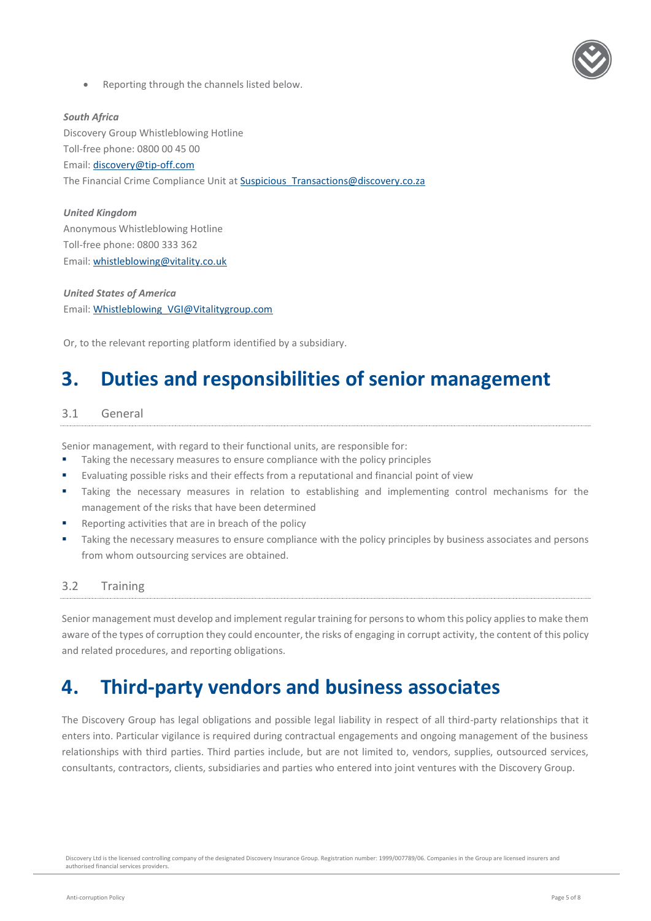- Reporting through the channels listed below.

***South Africa***
Discovery Group Whistleblowing Hotline
Toll-free phone: 0800 00 45 00
Email: discovery@tip-off.com
The Financial Crime Compliance Unit at Suspicious_Transactions@discovery.co.za

***United Kingdom***
Anonymous Whistleblowing Hotline
Toll-free phone: 0800 333 362
Email: whistleblowing@vitality.co.uk

***United States of America***
Email: Whistleblowing_VGI@Vitalitygroup.com

Or, to the relevant reporting platform identified by a subsidiary.

# 3. Duties and responsibilities of senior management

## 3.1 General

Senior management, with regard to their functional units, are responsible for:

- Taking the necessary measures to ensure compliance with the policy principles
- Evaluating possible risks and their effects from a reputational and financial point of view
- Taking the necessary measures in relation to establishing and implementing control mechanisms for the management of the risks that have been determined
- Reporting activities that are in breach of the policy
- Taking the necessary measures to ensure compliance with the policy principles by business associates and persons from whom outsourcing services are obtained.

## 3.2 Training

Senior management must develop and implement regular training for persons to whom this policy applies to make them aware of the types of corruption they could encounter, the risks of engaging in corrupt activity, the content of this policy and related procedures, and reporting obligations.

# 4. Third-party vendors and business associates

The Discovery Group has legal obligations and possible legal liability in respect of all third-party relationships that it enters into. Particular vigilance is required during contractual engagements and ongoing management of the business relationships with third parties. Third parties include, but are not limited to, vendors, supplies, outsourced services, consultants, contractors, clients, subsidiaries and parties who entered into joint ventures with the Discovery Group.

Discovery Ltd is the licensed controlling company of the designated Discovery Insurance Group. Registration number: 1999/007789/06. Companies in the Group are licensed insurers and authorised financial services providers.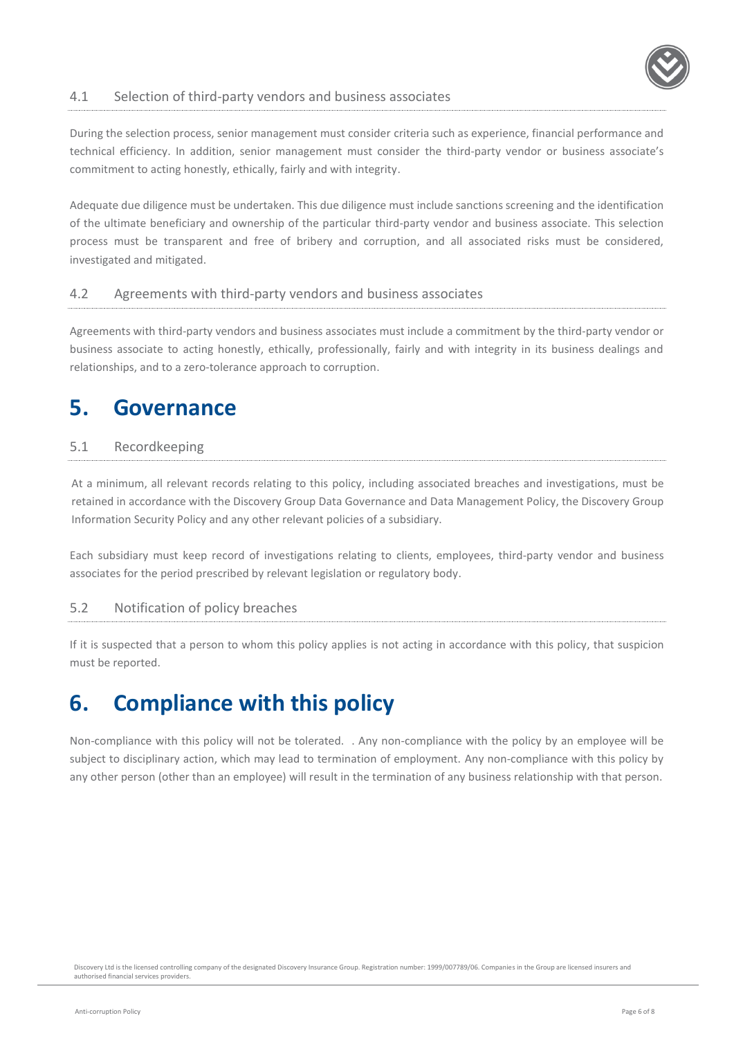### 4.1 Selection of third-party vendors and business associates

During the selection process, senior management must consider criteria such as experience, financial performance and technical efficiency. In addition, senior management must consider the third-party vendor or business associate's commitment to acting honestly, ethically, fairly and with integrity.

Adequate due diligence must be undertaken. This due diligence must include sanctions screening and the identification of the ultimate beneficiary and ownership of the particular third-party vendor and business associate. This selection process must be transparent and free of bribery and corruption, and all associated risks must be considered, investigated and mitigated.

### 4.2 Agreements with third-party vendors and business associates

Agreements with third-party vendors and business associates must include a commitment by the third-party vendor or business associate to acting honestly, ethically, professionally, fairly and with integrity in its business dealings and relationships, and to a zero-tolerance approach to corruption.

# 5. Governance

### 5.1 Recordkeeping

At a minimum, all relevant records relating to this policy, including associated breaches and investigations, must be retained in accordance with the Discovery Group Data Governance and Data Management Policy, the Discovery Group Information Security Policy and any other relevant policies of a subsidiary.

Each subsidiary must keep record of investigations relating to clients, employees, third-party vendor and business associates for the period prescribed by relevant legislation or regulatory body.

### 5.2 Notification of policy breaches

If it is suspected that a person to whom this policy applies is not acting in accordance with this policy, that suspicion must be reported.

# 6. Compliance with this policy

Non-compliance with this policy will not be tolerated. . Any non-compliance with the policy by an employee will be subject to disciplinary action, which may lead to termination of employment. Any non-compliance with this policy by any other person (other than an employee) will result in the termination of any business relationship with that person.

Discovery Ltd is the licensed controlling company of the designated Discovery Insurance Group. Registration number: 1999/007789/06. Companies in the Group are licensed insurers and authorised financial services providers.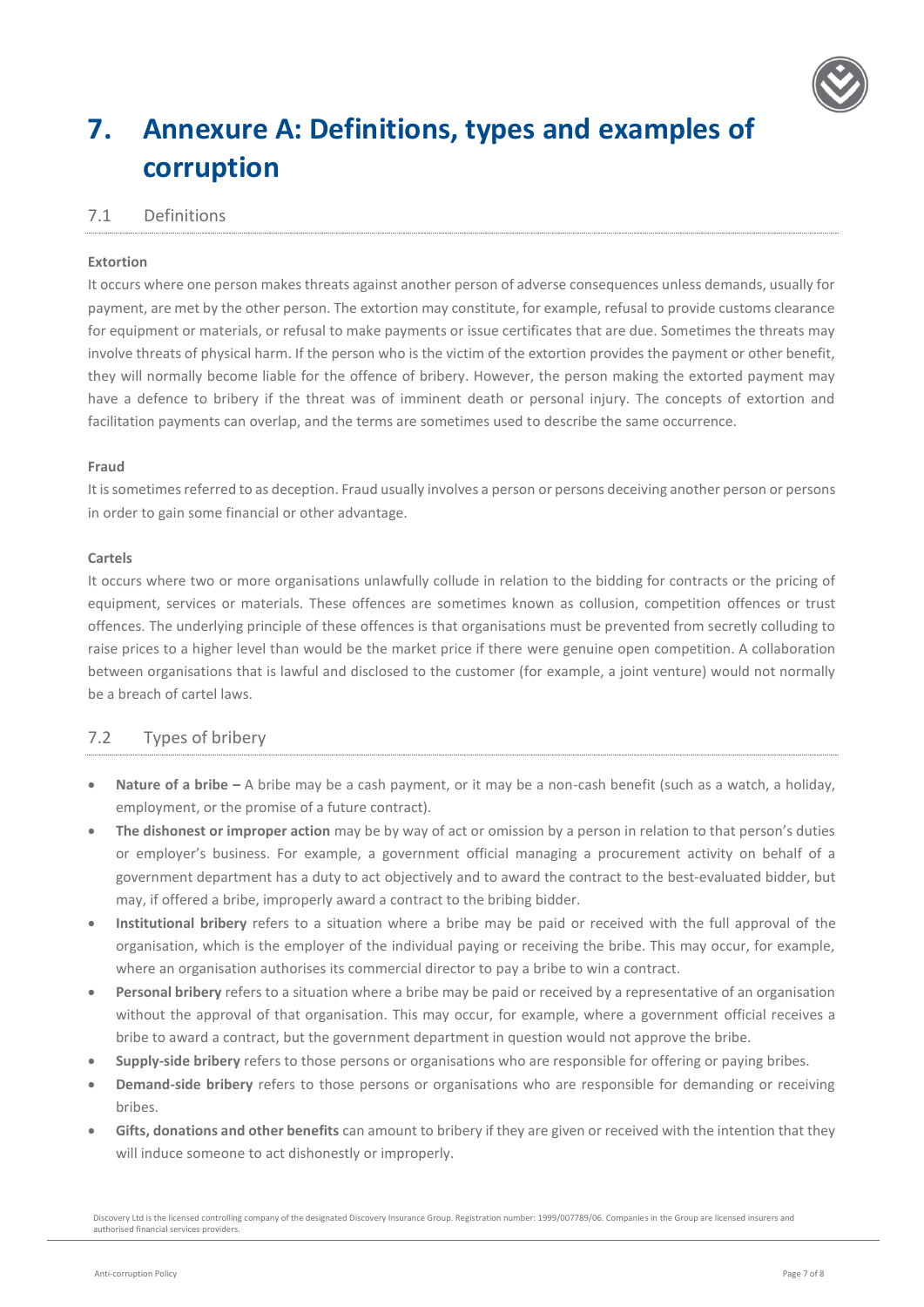# 7. Annexure A: Definitions, types and examples of corruption

## 7.1 Definitions

**Extortion**

It occurs where one person makes threats against another person of adverse consequences unless demands, usually for payment, are met by the other person. The extortion may constitute, for example, refusal to provide customs clearance for equipment or materials, or refusal to make payments or issue certificates that are due. Sometimes the threats may involve threats of physical harm. If the person who is the victim of the extortion provides the payment or other benefit, they will normally become liable for the offence of bribery. However, the person making the extorted payment may have a defence to bribery if the threat was of imminent death or personal injury. The concepts of extortion and facilitation payments can overlap, and the terms are sometimes used to describe the same occurrence.

**Fraud**

It is sometimes referred to as deception. Fraud usually involves a person or persons deceiving another person or persons in order to gain some financial or other advantage.

**Cartels**

It occurs where two or more organisations unlawfully collude in relation to the bidding for contracts or the pricing of equipment, services or materials. These offences are sometimes known as collusion, competition offences or trust offences. The underlying principle of these offences is that organisations must be prevented from secretly colluding to raise prices to a higher level than would be the market price if there were genuine open competition. A collaboration between organisations that is lawful and disclosed to the customer (for example, a joint venture) would not normally be a breach of cartel laws.

## 7.2 Types of bribery

- **Nature of a bribe –** A bribe may be a cash payment, or it may be a non-cash benefit (such as a watch, a holiday, employment, or the promise of a future contract).
- **The dishonest or improper action** may be by way of act or omission by a person in relation to that person's duties or employer's business. For example, a government official managing a procurement activity on behalf of a government department has a duty to act objectively and to award the contract to the best-evaluated bidder, but may, if offered a bribe, improperly award a contract to the bribing bidder.
- **Institutional bribery** refers to a situation where a bribe may be paid or received with the full approval of the organisation, which is the employer of the individual paying or receiving the bribe. This may occur, for example, where an organisation authorises its commercial director to pay a bribe to win a contract.
- **Personal bribery** refers to a situation where a bribe may be paid or received by a representative of an organisation without the approval of that organisation. This may occur, for example, where a government official receives a bribe to award a contract, but the government department in question would not approve the bribe.
- **Supply-side bribery** refers to those persons or organisations who are responsible for offering or paying bribes.
- **Demand-side bribery** refers to those persons or organisations who are responsible for demanding or receiving bribes.
- **Gifts, donations and other benefits** can amount to bribery if they are given or received with the intention that they will induce someone to act dishonestly or improperly.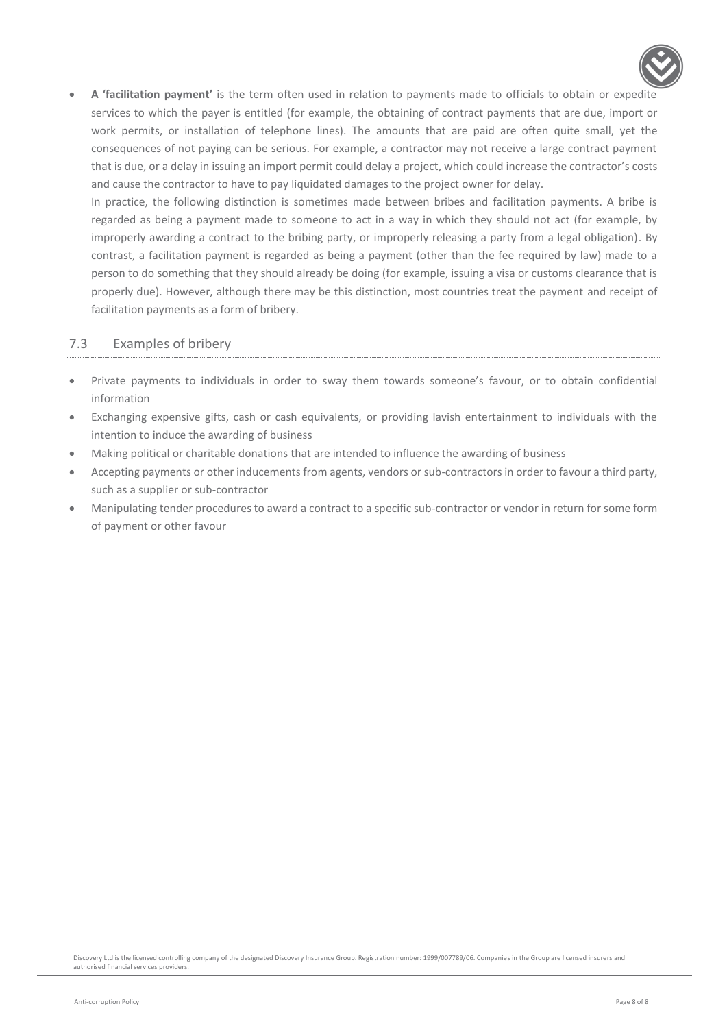- **A 'facilitation payment'** is the term often used in relation to payments made to officials to obtain or expedite services to which the payer is entitled (for example, the obtaining of contract payments that are due, import or work permits, or installation of telephone lines). The amounts that are paid are often quite small, yet the consequences of not paying can be serious. For example, a contractor may not receive a large contract payment that is due, or a delay in issuing an import permit could delay a project, which could increase the contractor's costs and cause the contractor to have to pay liquidated damages to the project owner for delay.

  In practice, the following distinction is sometimes made between bribes and facilitation payments. A bribe is regarded as being a payment made to someone to act in a way in which they should not act (for example, by improperly awarding a contract to the bribing party, or improperly releasing a party from a legal obligation). By contrast, a facilitation payment is regarded as being a payment (other than the fee required by law) made to a person to do something that they should already be doing (for example, issuing a visa or customs clearance that is properly due). However, although there may be this distinction, most countries treat the payment and receipt of facilitation payments as a form of bribery.

## 7.3 Examples of bribery

- Private payments to individuals in order to sway them towards someone's favour, or to obtain confidential information
- Exchanging expensive gifts, cash or cash equivalents, or providing lavish entertainment to individuals with the intention to induce the awarding of business
- Making political or charitable donations that are intended to influence the awarding of business
- Accepting payments or other inducements from agents, vendors or sub-contractors in order to favour a third party, such as a supplier or sub-contractor
- Manipulating tender procedures to award a contract to a specific sub-contractor or vendor in return for some form of payment or other favour